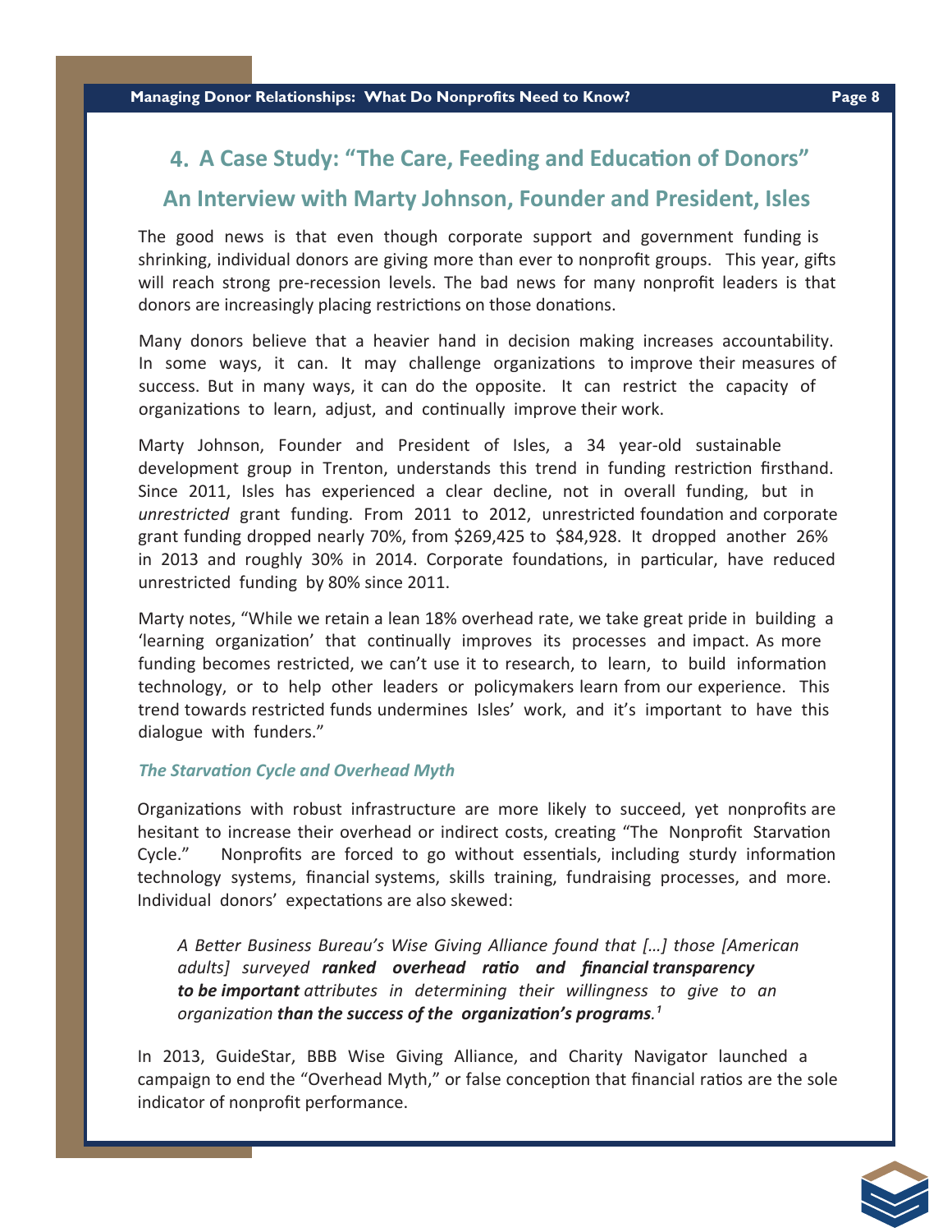## 4. A Case Study: "The Care, Feeding and Education of Donors"

## An Interview with Marty Johnson, Founder and President, Isles

The good news is that even though corporate support and government funding is shrinking, individual donors are giving more than ever to nonprofit groups. This year, gifts will reach strong pre-recession levels. The bad news for many nonprofit leaders is that donors are increasingly placing restrictions on those donations.

Many donors believe that a heavier hand in decision making increases accountability. In some ways, it can. It may challenge organizations to improve their measures of success. But in many ways, it can do the opposite. It can restrict the capacity of organizations to learn, adjust, and continually improve their work.

Marty Johnson, Founder and President of Isles, a 34 year-old sustainable development group in Trenton, understands this trend in funding restriction firsthand. Since 2011, Isles has experienced a clear decline, not in overall funding, but in *unrestricted* grant funding. From 2011 to 2012, unrestricted foundation and corporate grant funding dropped nearly 70%, from $269,425 to $84,928. It dropped another 26% in 2013 and roughly 30% in 2014. Corporate foundations, in particular, have reduced unrestricted funding by 80% since 2011.

Marty notes, "While we retain a lean 18% overhead rate, we take great pride in building a 'learning organization' that continually improves its processes and impact. As more funding becomes restricted, we can't use it to research, to learn, to build information technology, or to help other leaders or policymakers learn from our experience. This trend towards restricted funds undermines Isles' work, and it's important to have this dialogue with funders."

### *The Starvation Cycle and Overhead Myth*

Organizations with robust infrastructure are more likely to succeed, yet nonprofits are hesitant to increase their overhead or indirect costs, creating "The Nonprofit Starvation Cycle." Nonprofits are forced to go without essentials, including sturdy information technology systems, financial systems, skills training, fundraising processes, and more. Individual donors' expectations are also skewed:

> *A Better Business Bureau's Wise Giving Alliance found that [...] those [American adults] surveyed* ***ranked overhead ratio and financial transparency to be important*** *attributes in determining their willingness to give to an organization* ***than the success of the organization's programs****.*[1]

In 2013, GuideStar, BBB Wise Giving Alliance, and Charity Navigator launched a campaign to end the "Overhead Myth," or false conception that financial ratios are the sole indicator of nonprofit performance.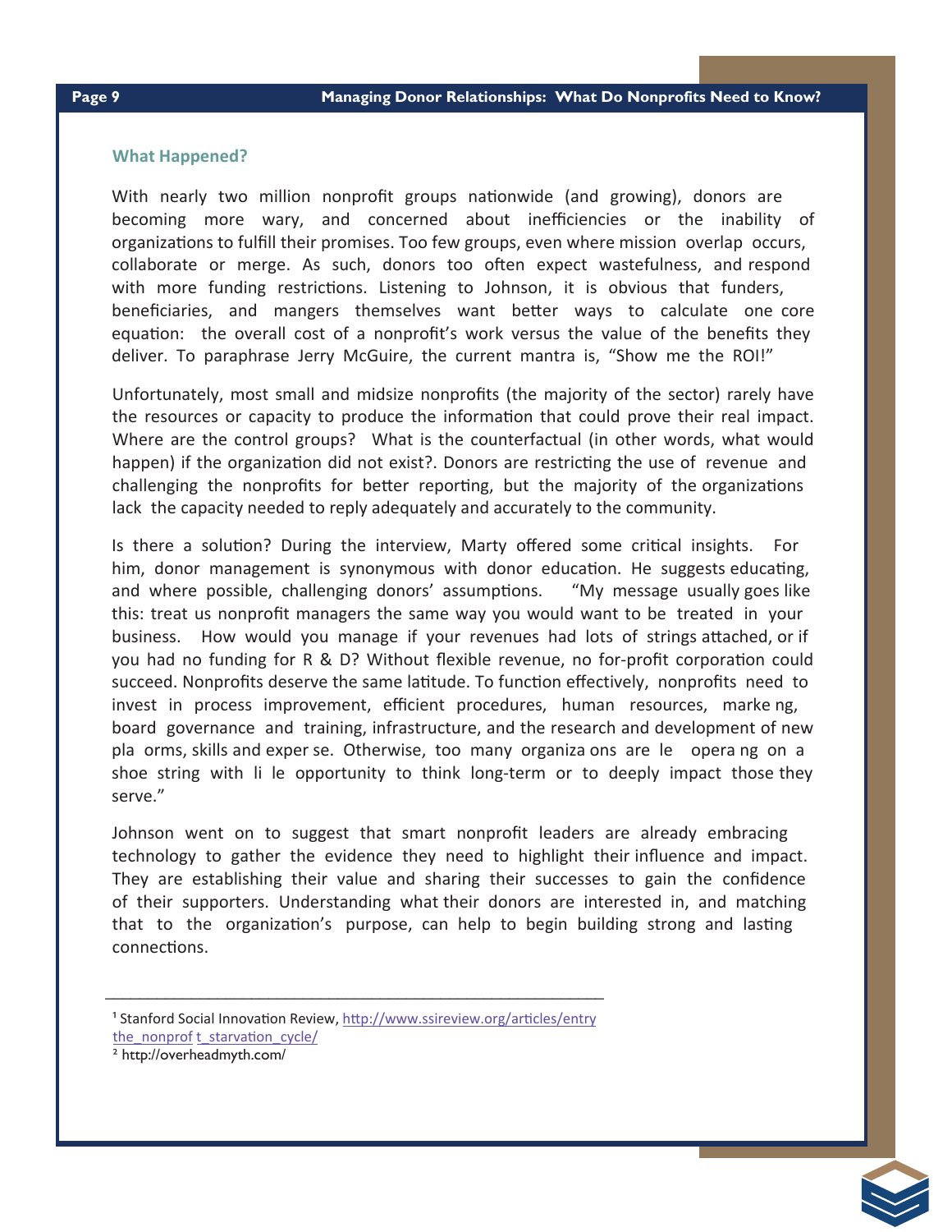### What Happened?

With nearly two million nonprofit groups nationwide (and growing), donors are becoming more wary, and concerned about inefficiencies or the inability of organizations to fulfill their promises. Too few groups, even where mission overlap occurs, collaborate or merge. As such, donors too often expect wastefulness, and respond with more funding restrictions. Listening to Johnson, it is obvious that funders, beneficiaries, and mangers themselves want better ways to calculate one core equation: the overall cost of a nonprofit's work versus the value of the benefits they deliver. To paraphrase Jerry McGuire, the current mantra is, "Show me the ROI!"

Unfortunately, most small and midsize nonprofits (the majority of the sector) rarely have the resources or capacity to produce the information that could prove their real impact. Where are the control groups? What is the counterfactual (in other words, what would happen) if the organization did not exist?. Donors are restricting the use of revenue and challenging the nonprofits for better reporting, but the majority of the organizations lack the capacity needed to reply adequately and accurately to the community.

Is there a solution? During the interview, Marty offered some critical insights. For him, donor management is synonymous with donor education. He suggests educating, and where possible, challenging donors' assumptions. "My message usually goes like this: treat us nonprofit managers the same way you would want to be treated in your business. How would you manage if your revenues had lots of strings attached, or if you had no funding for R & D? Without flexible revenue, no for-profit corporation could succeed. Nonprofits deserve the same latitude. To function effectively, nonprofits need to invest in process improvement, efficient procedures, human resources, marke ng, board governance and training, infrastructure, and the research and development of new pla orms, skills and exper se. Otherwise, too many organiza ons are le opera ng on a shoe string with li le opportunity to think long-term or to deeply impact those they serve."

Johnson went on to suggest that smart nonprofit leaders are already embracing technology to gather the evidence they need to highlight their influence and impact. They are establishing their value and sharing their successes to gain the confidence of their supporters. Understanding what their donors are interested in, and matching that to the organization's purpose, can help to begin building strong and lasting connections.

---

[1] Stanford Social Innovation Review, http://www.ssireview.org/articles/entry the_nonprof t_starvation_cycle/

[2] http://overheadmyth.com/